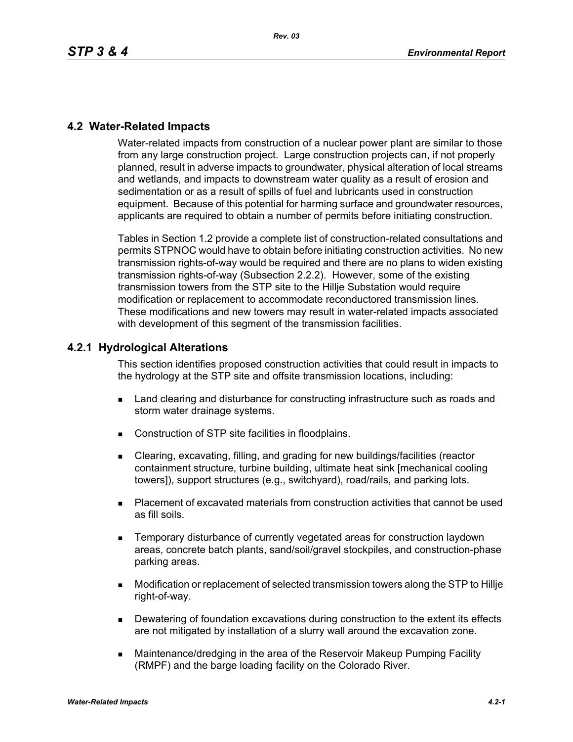## 4.2 Water-Related Impacts

Water-related impacts from construction of a nuclear power plant are similar to those from any large construction project. Large construction projects can, if not properly planned, result in adverse impacts to groundwater, physical alteration of local streams and wetlands, and impacts to downstream water quality as a result of erosion and sedimentation or as a result of spills of fuel and lubricants used in construction equipment. Because of this potential for harming surface and groundwater resources, applicants are required to obtain a number of permits before initiating construction.

Tables in Section 1.2 provide a complete list of construction-related consultations and permits STPNOC would have to obtain before initiating construction activities. No new transmission rights-of-way would be required and there are no plans to widen existing transmission rights-of-way (Subsection 2.2.2). However, some of the existing transmission towers from the STP site to the Hillje Substation would require modification or replacement to accommodate reconductored transmission lines. These modifications and new towers may result in water-related impacts associated with development of this segment of the transmission facilities.

### 4.2.1 Hydrological Alterations

This section identifies proposed construction activities that could result in impacts to the hydrology at the STP site and offsite transmission locations, including:

- Land clearing and disturbance for constructing infrastructure such as roads and storm water drainage systems.
- Construction of STP site facilities in floodplains.
- Clearing, excavating, filling, and grading for new buildings/facilities (reactor containment structure, turbine building, ultimate heat sink [mechanical cooling towers]), support structures (e.g., switchyard), road/rails, and parking lots.
- Placement of excavated materials from construction activities that cannot be used as fill soils.
- Temporary disturbance of currently vegetated areas for construction laydown areas, concrete batch plants, sand/soil/gravel stockpiles, and construction-phase parking areas.
- Modification or replacement of selected transmission towers along the STP to Hillje right-of-way.
- Dewatering of foundation excavations during construction to the extent its effects are not mitigated by installation of a slurry wall around the excavation zone.
- Maintenance/dredging in the area of the Reservoir Makeup Pumping Facility (RMPF) and the barge loading facility on the Colorado River.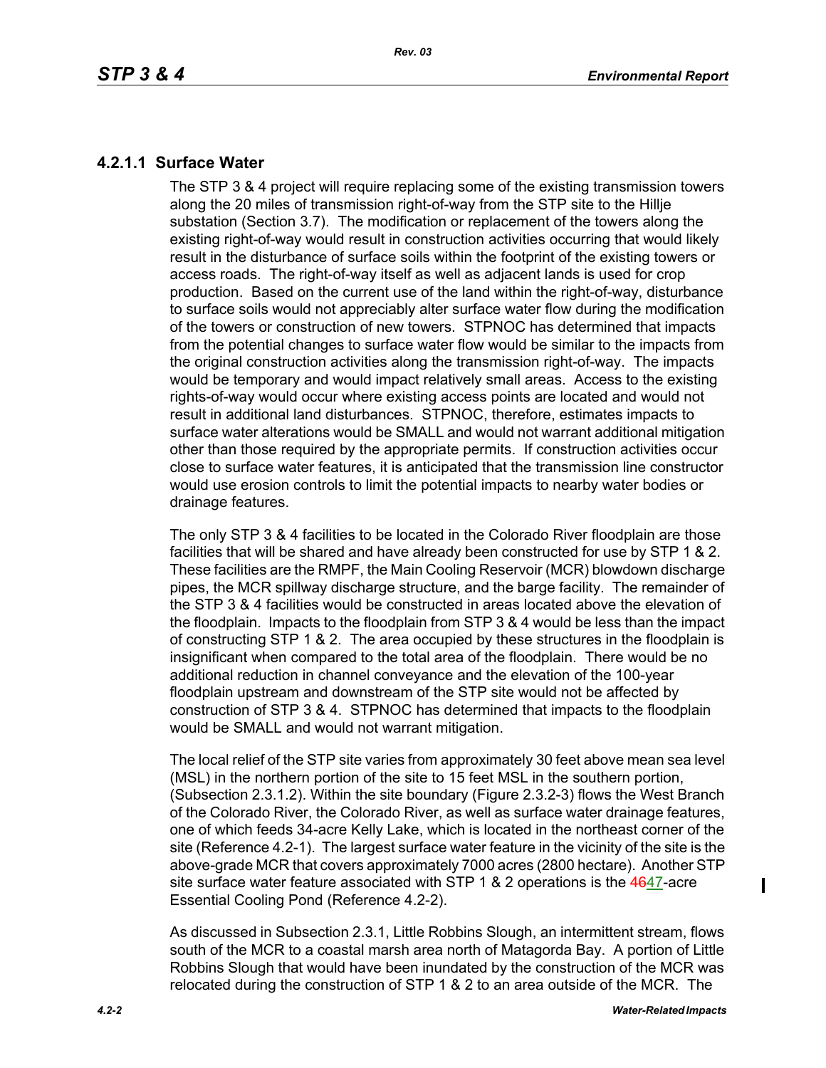### 4.2.1.1 Surface Water

The STP 3 & 4 project will require replacing some of the existing transmission towers along the 20 miles of transmission right-of-way from the STP site to the Hillje substation (Section 3.7). The modification or replacement of the towers along the existing right-of-way would result in construction activities occurring that would likely result in the disturbance of surface soils within the footprint of the existing towers or access roads. The right-of-way itself as well as adjacent lands is used for crop production. Based on the current use of the land within the right-of-way, disturbance to surface soils would not appreciably alter surface water flow during the modification of the towers or construction of new towers. STPNOC has determined that impacts from the potential changes to surface water flow would be similar to the impacts from the original construction activities along the transmission right-of-way. The impacts would be temporary and would impact relatively small areas. Access to the existing rights-of-way would occur where existing access points are located and would not result in additional land disturbances. STPNOC, therefore, estimates impacts to surface water alterations would be SMALL and would not warrant additional mitigation other than those required by the appropriate permits. If construction activities occur close to surface water features, it is anticipated that the transmission line constructor would use erosion controls to limit the potential impacts to nearby water bodies or drainage features.

The only STP 3 & 4 facilities to be located in the Colorado River floodplain are those facilities that will be shared and have already been constructed for use by STP 1 & 2. These facilities are the RMPF, the Main Cooling Reservoir (MCR) blowdown discharge pipes, the MCR spillway discharge structure, and the barge facility. The remainder of the STP 3 & 4 facilities would be constructed in areas located above the elevation of the floodplain. Impacts to the floodplain from STP 3 & 4 would be less than the impact of constructing STP 1 & 2. The area occupied by these structures in the floodplain is insignificant when compared to the total area of the floodplain. There would be no additional reduction in channel conveyance and the elevation of the 100-year floodplain upstream and downstream of the STP site would not be affected by construction of STP 3 & 4. STPNOC has determined that impacts to the floodplain would be SMALL and would not warrant mitigation.

The local relief of the STP site varies from approximately 30 feet above mean sea level (MSL) in the northern portion of the site to 15 feet MSL in the southern portion, (Subsection 2.3.1.2). Within the site boundary (Figure 2.3.2-3) flows the West Branch of the Colorado River, the Colorado River, as well as surface water drainage features, one of which feeds 34-acre Kelly Lake, which is located in the northeast corner of the site (Reference 4.2-1). The largest surface water feature in the vicinity of the site is the above-grade MCR that covers approximately 7000 acres (2800 hectare). Another STP site surface water feature associated with STP 1 & 2 operations is the ~~46~~47-acre Essential Cooling Pond (Reference 4.2-2).

As discussed in Subsection 2.3.1, Little Robbins Slough, an intermittent stream, flows south of the MCR to a coastal marsh area north of Matagorda Bay. A portion of Little Robbins Slough that would have been inundated by the construction of the MCR was relocated during the construction of STP 1 & 2 to an area outside of the MCR. The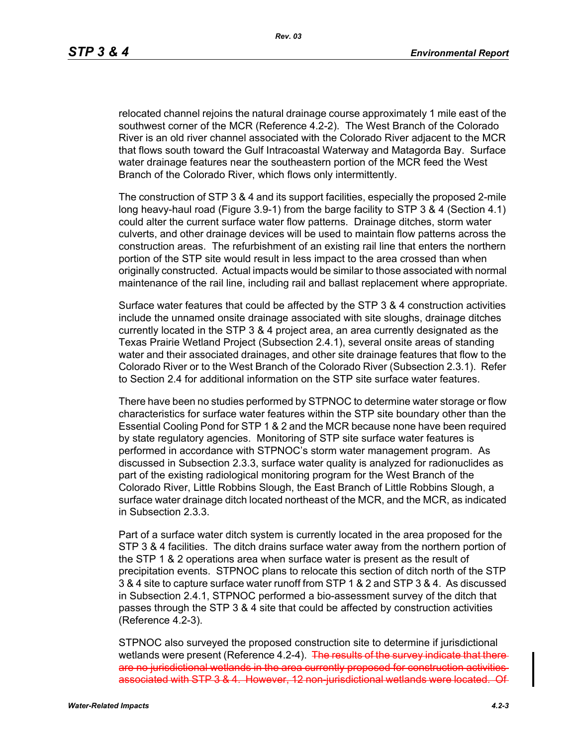relocated channel rejoins the natural drainage course approximately 1 mile east of the southwest corner of the MCR (Reference 4.2-2). The West Branch of the Colorado River is an old river channel associated with the Colorado River adjacent to the MCR that flows south toward the Gulf Intracoastal Waterway and Matagorda Bay. Surface water drainage features near the southeastern portion of the MCR feed the West Branch of the Colorado River, which flows only intermittently.

The construction of STP 3 & 4 and its support facilities, especially the proposed 2-mile long heavy-haul road (Figure 3.9-1) from the barge facility to STP 3 & 4 (Section 4.1) could alter the current surface water flow patterns. Drainage ditches, storm water culverts, and other drainage devices will be used to maintain flow patterns across the construction areas. The refurbishment of an existing rail line that enters the northern portion of the STP site would result in less impact to the area crossed than when originally constructed. Actual impacts would be similar to those associated with normal maintenance of the rail line, including rail and ballast replacement where appropriate.

Surface water features that could be affected by the STP 3 & 4 construction activities include the unnamed onsite drainage associated with site sloughs, drainage ditches currently located in the STP 3 & 4 project area, an area currently designated as the Texas Prairie Wetland Project (Subsection 2.4.1), several onsite areas of standing water and their associated drainages, and other site drainage features that flow to the Colorado River or to the West Branch of the Colorado River (Subsection 2.3.1). Refer to Section 2.4 for additional information on the STP site surface water features.

There have been no studies performed by STPNOC to determine water storage or flow characteristics for surface water features within the STP site boundary other than the Essential Cooling Pond for STP 1 & 2 and the MCR because none have been required by state regulatory agencies. Monitoring of STP site surface water features is performed in accordance with STPNOC's storm water management program. As discussed in Subsection 2.3.3, surface water quality is analyzed for radionuclides as part of the existing radiological monitoring program for the West Branch of the Colorado River, Little Robbins Slough, the East Branch of Little Robbins Slough, a surface water drainage ditch located northeast of the MCR, and the MCR, as indicated in Subsection 2.3.3.

Part of a surface water ditch system is currently located in the area proposed for the STP 3 & 4 facilities. The ditch drains surface water away from the northern portion of the STP 1 & 2 operations area when surface water is present as the result of precipitation events. STPNOC plans to relocate this section of ditch north of the STP 3 & 4 site to capture surface water runoff from STP 1 & 2 and STP 3 & 4. As discussed in Subsection 2.4.1, STPNOC performed a bio-assessment survey of the ditch that passes through the STP 3 & 4 site that could be affected by construction activities (Reference 4.2-3).

STPNOC also surveyed the proposed construction site to determine if jurisdictional wetlands were present (Reference 4.2-4). ~~The results of the survey indicate that there are no jurisdictional wetlands in the area currently proposed for construction activities associated with STP 3 & 4. However, 12 non-jurisdictional wetlands were located. Of~~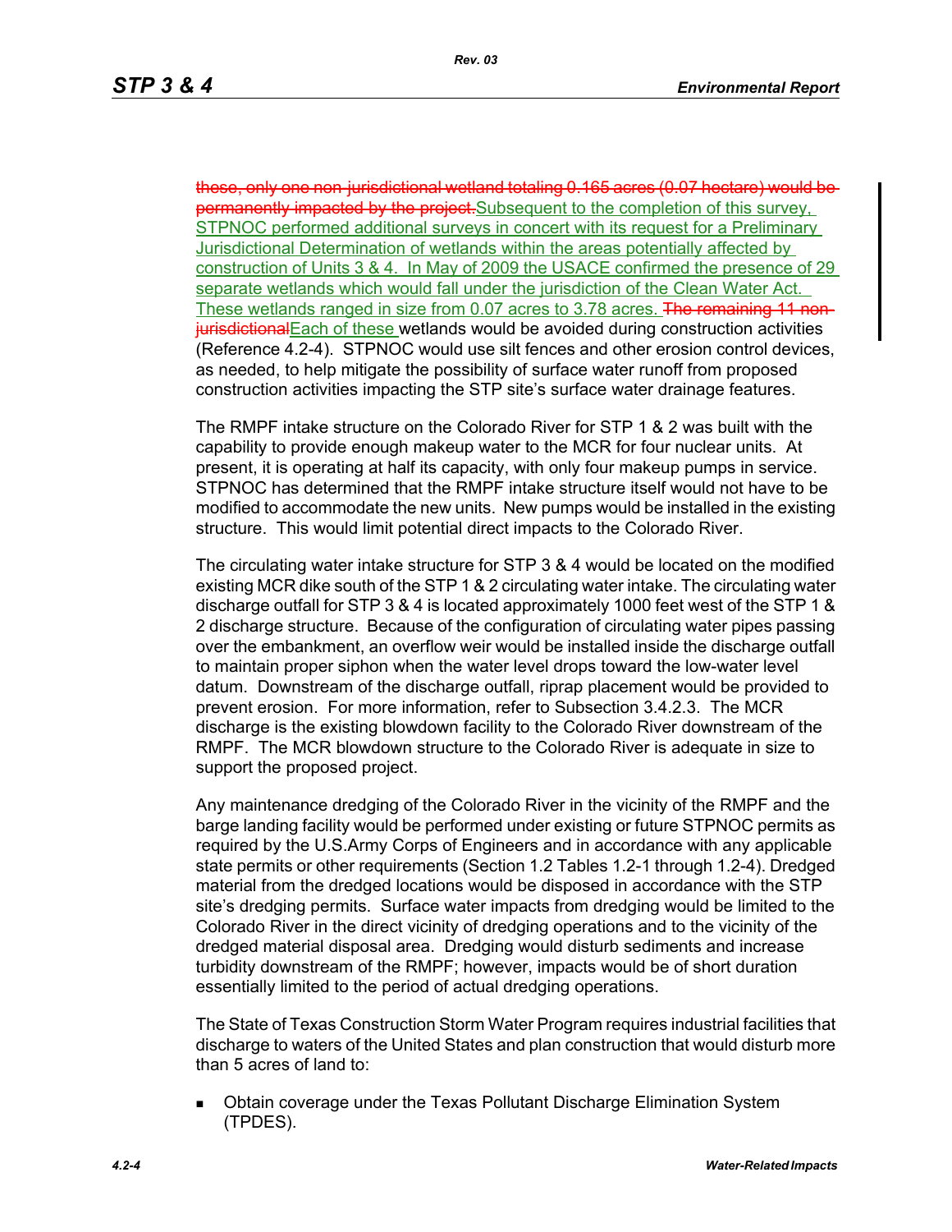~~these, only one non-jurisdictional wetland totaling 0.165 acres (0.07 hectare) would be permanently impacted by the project.~~Subsequent to the completion of this survey, STPNOC performed additional surveys in concert with its request for a Preliminary Jurisdictional Determination of wetlands within the areas potentially affected by construction of Units 3 & 4. In May of 2009 the USACE confirmed the presence of 29 separate wetlands which would fall under the jurisdiction of the Clean Water Act. These wetlands ranged in size from 0.07 acres to 3.78 acres. ~~The remaining 11 non-jurisdictional~~Each of these wetlands would be avoided during construction activities (Reference 4.2-4). STPNOC would use silt fences and other erosion control devices, as needed, to help mitigate the possibility of surface water runoff from proposed construction activities impacting the STP site's surface water drainage features.

The RMPF intake structure on the Colorado River for STP 1 & 2 was built with the capability to provide enough makeup water to the MCR for four nuclear units. At present, it is operating at half its capacity, with only four makeup pumps in service. STPNOC has determined that the RMPF intake structure itself would not have to be modified to accommodate the new units. New pumps would be installed in the existing structure. This would limit potential direct impacts to the Colorado River.

The circulating water intake structure for STP 3 & 4 would be located on the modified existing MCR dike south of the STP 1 & 2 circulating water intake. The circulating water discharge outfall for STP 3 & 4 is located approximately 1000 feet west of the STP 1 & 2 discharge structure. Because of the configuration of circulating water pipes passing over the embankment, an overflow weir would be installed inside the discharge outfall to maintain proper siphon when the water level drops toward the low-water level datum. Downstream of the discharge outfall, riprap placement would be provided to prevent erosion. For more information, refer to Subsection 3.4.2.3. The MCR discharge is the existing blowdown facility to the Colorado River downstream of the RMPF. The MCR blowdown structure to the Colorado River is adequate in size to support the proposed project.

Any maintenance dredging of the Colorado River in the vicinity of the RMPF and the barge landing facility would be performed under existing or future STPNOC permits as required by the U.S.Army Corps of Engineers and in accordance with any applicable state permits or other requirements (Section 1.2 Tables 1.2-1 through 1.2-4). Dredged material from the dredged locations would be disposed in accordance with the STP site's dredging permits. Surface water impacts from dredging would be limited to the Colorado River in the direct vicinity of dredging operations and to the vicinity of the dredged material disposal area. Dredging would disturb sediments and increase turbidity downstream of the RMPF; however, impacts would be of short duration essentially limited to the period of actual dredging operations.

The State of Texas Construction Storm Water Program requires industrial facilities that discharge to waters of the United States and plan construction that would disturb more than 5 acres of land to:

- Obtain coverage under the Texas Pollutant Discharge Elimination System (TPDES).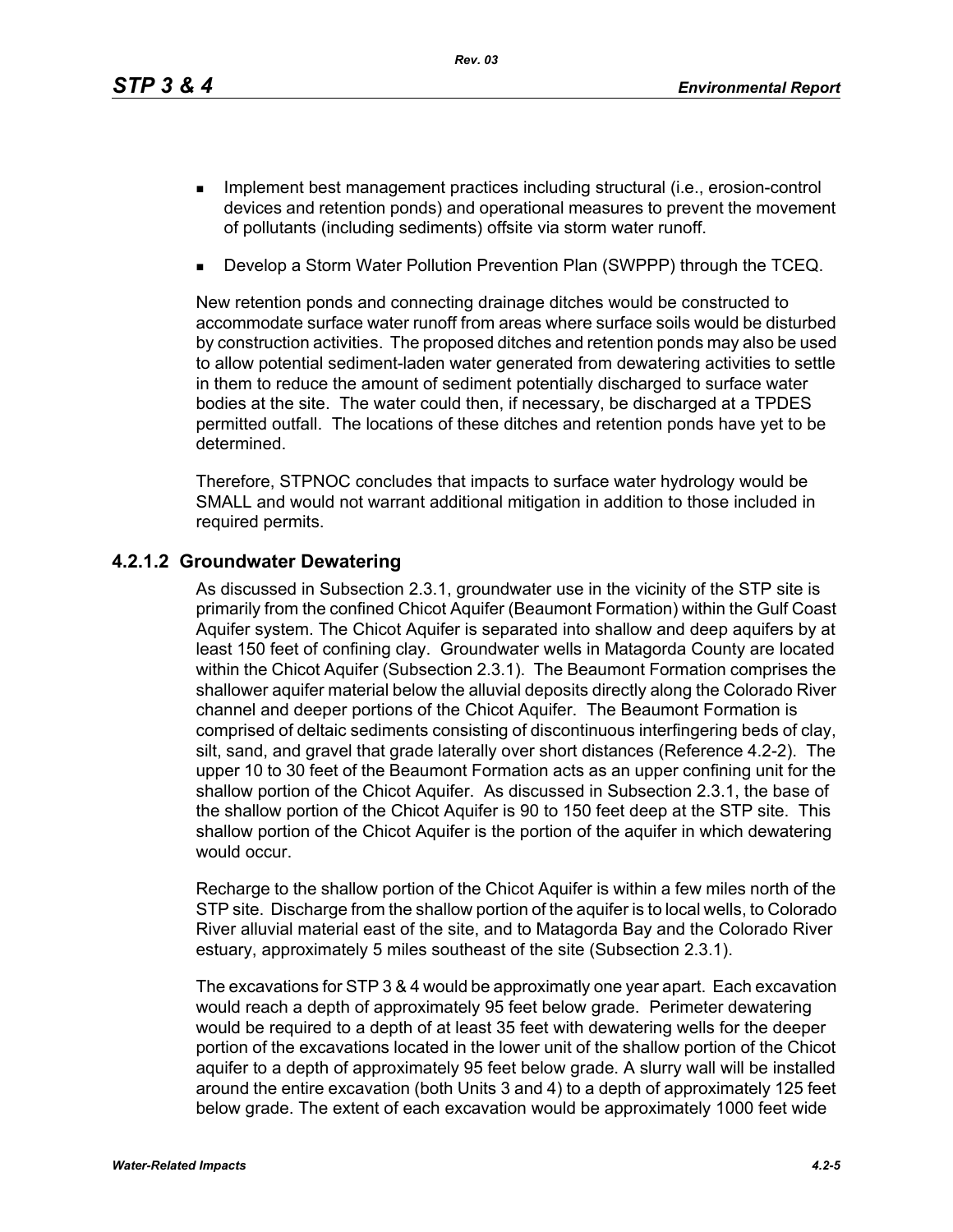- Implement best management practices including structural (i.e., erosion-control devices and retention ponds) and operational measures to prevent the movement of pollutants (including sediments) offsite via storm water runoff.
- Develop a Storm Water Pollution Prevention Plan (SWPPP) through the TCEQ.

New retention ponds and connecting drainage ditches would be constructed to accommodate surface water runoff from areas where surface soils would be disturbed by construction activities. The proposed ditches and retention ponds may also be used to allow potential sediment-laden water generated from dewatering activities to settle in them to reduce the amount of sediment potentially discharged to surface water bodies at the site. The water could then, if necessary, be discharged at a TPDES permitted outfall. The locations of these ditches and retention ponds have yet to be determined.

Therefore, STPNOC concludes that impacts to surface water hydrology would be SMALL and would not warrant additional mitigation in addition to those included in required permits.

### 4.2.1.2 Groundwater Dewatering

As discussed in Subsection 2.3.1, groundwater use in the vicinity of the STP site is primarily from the confined Chicot Aquifer (Beaumont Formation) within the Gulf Coast Aquifer system. The Chicot Aquifer is separated into shallow and deep aquifers by at least 150 feet of confining clay. Groundwater wells in Matagorda County are located within the Chicot Aquifer (Subsection 2.3.1). The Beaumont Formation comprises the shallower aquifer material below the alluvial deposits directly along the Colorado River channel and deeper portions of the Chicot Aquifer. The Beaumont Formation is comprised of deltaic sediments consisting of discontinuous interfingering beds of clay, silt, sand, and gravel that grade laterally over short distances (Reference 4.2-2). The upper 10 to 30 feet of the Beaumont Formation acts as an upper confining unit for the shallow portion of the Chicot Aquifer. As discussed in Subsection 2.3.1, the base of the shallow portion of the Chicot Aquifer is 90 to 150 feet deep at the STP site. This shallow portion of the Chicot Aquifer is the portion of the aquifer in which dewatering would occur.

Recharge to the shallow portion of the Chicot Aquifer is within a few miles north of the STP site. Discharge from the shallow portion of the aquifer is to local wells, to Colorado River alluvial material east of the site, and to Matagorda Bay and the Colorado River estuary, approximately 5 miles southeast of the site (Subsection 2.3.1).

The excavations for STP 3 & 4 would be approximatly one year apart. Each excavation would reach a depth of approximately 95 feet below grade. Perimeter dewatering would be required to a depth of at least 35 feet with dewatering wells for the deeper portion of the excavations located in the lower unit of the shallow portion of the Chicot aquifer to a depth of approximately 95 feet below grade. A slurry wall will be installed around the entire excavation (both Units 3 and 4) to a depth of approximately 125 feet below grade. The extent of each excavation would be approximately 1000 feet wide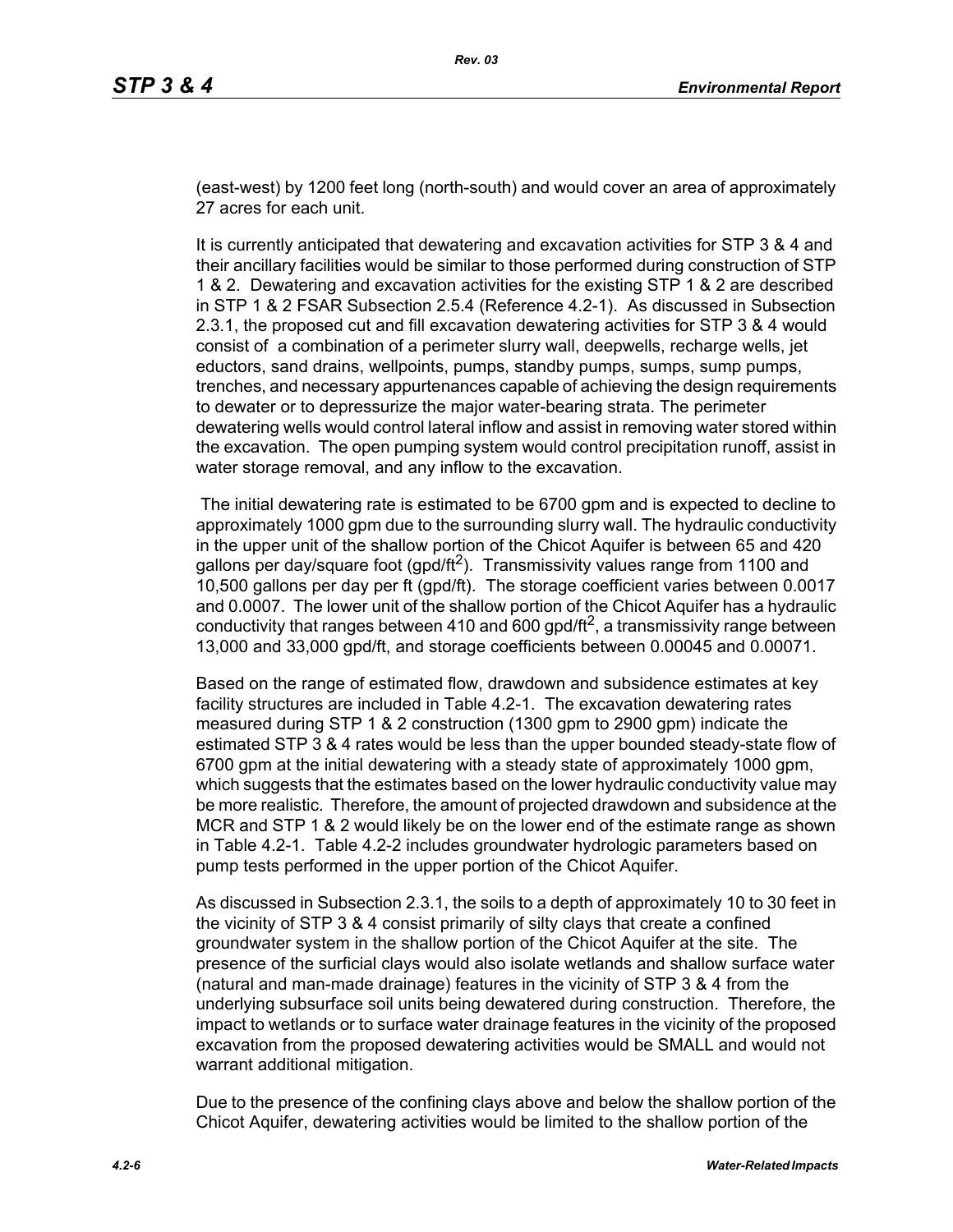(east-west) by 1200 feet long (north-south) and would cover an area of approximately 27 acres for each unit.

It is currently anticipated that dewatering and excavation activities for STP 3 & 4 and their ancillary facilities would be similar to those performed during construction of STP 1 & 2. Dewatering and excavation activities for the existing STP 1 & 2 are described in STP 1 & 2 FSAR Subsection 2.5.4 (Reference 4.2-1). As discussed in Subsection 2.3.1, the proposed cut and fill excavation dewatering activities for STP 3 & 4 would consist of a combination of a perimeter slurry wall, deepwells, recharge wells, jet eductors, sand drains, wellpoints, pumps, standby pumps, sumps, sump pumps, trenches, and necessary appurtenances capable of achieving the design requirements to dewater or to depressurize the major water-bearing strata. The perimeter dewatering wells would control lateral inflow and assist in removing water stored within the excavation. The open pumping system would control precipitation runoff, assist in water storage removal, and any inflow to the excavation.

The initial dewatering rate is estimated to be 6700 gpm and is expected to decline to approximately 1000 gpm due to the surrounding slurry wall. The hydraulic conductivity in the upper unit of the shallow portion of the Chicot Aquifer is between 65 and 420 gallons per day/square foot (gpd/ft$^2$). Transmissivity values range from 1100 and 10,500 gallons per day per ft (gpd/ft). The storage coefficient varies between 0.0017 and 0.0007. The lower unit of the shallow portion of the Chicot Aquifer has a hydraulic conductivity that ranges between 410 and 600 gpd/ft$^2$, a transmissivity range between 13,000 and 33,000 gpd/ft, and storage coefficients between 0.00045 and 0.00071.

Based on the range of estimated flow, drawdown and subsidence estimates at key facility structures are included in Table 4.2-1. The excavation dewatering rates measured during STP 1 & 2 construction (1300 gpm to 2900 gpm) indicate the estimated STP 3 & 4 rates would be less than the upper bounded steady-state flow of 6700 gpm at the initial dewatering with a steady state of approximately 1000 gpm, which suggests that the estimates based on the lower hydraulic conductivity value may be more realistic. Therefore, the amount of projected drawdown and subsidence at the MCR and STP 1 & 2 would likely be on the lower end of the estimate range as shown in Table 4.2-1. Table 4.2-2 includes groundwater hydrologic parameters based on pump tests performed in the upper portion of the Chicot Aquifer.

As discussed in Subsection 2.3.1, the soils to a depth of approximately 10 to 30 feet in the vicinity of STP 3 & 4 consist primarily of silty clays that create a confined groundwater system in the shallow portion of the Chicot Aquifer at the site. The presence of the surficial clays would also isolate wetlands and shallow surface water (natural and man-made drainage) features in the vicinity of STP 3 & 4 from the underlying subsurface soil units being dewatered during construction. Therefore, the impact to wetlands or to surface water drainage features in the vicinity of the proposed excavation from the proposed dewatering activities would be SMALL and would not warrant additional mitigation.

Due to the presence of the confining clays above and below the shallow portion of the Chicot Aquifer, dewatering activities would be limited to the shallow portion of the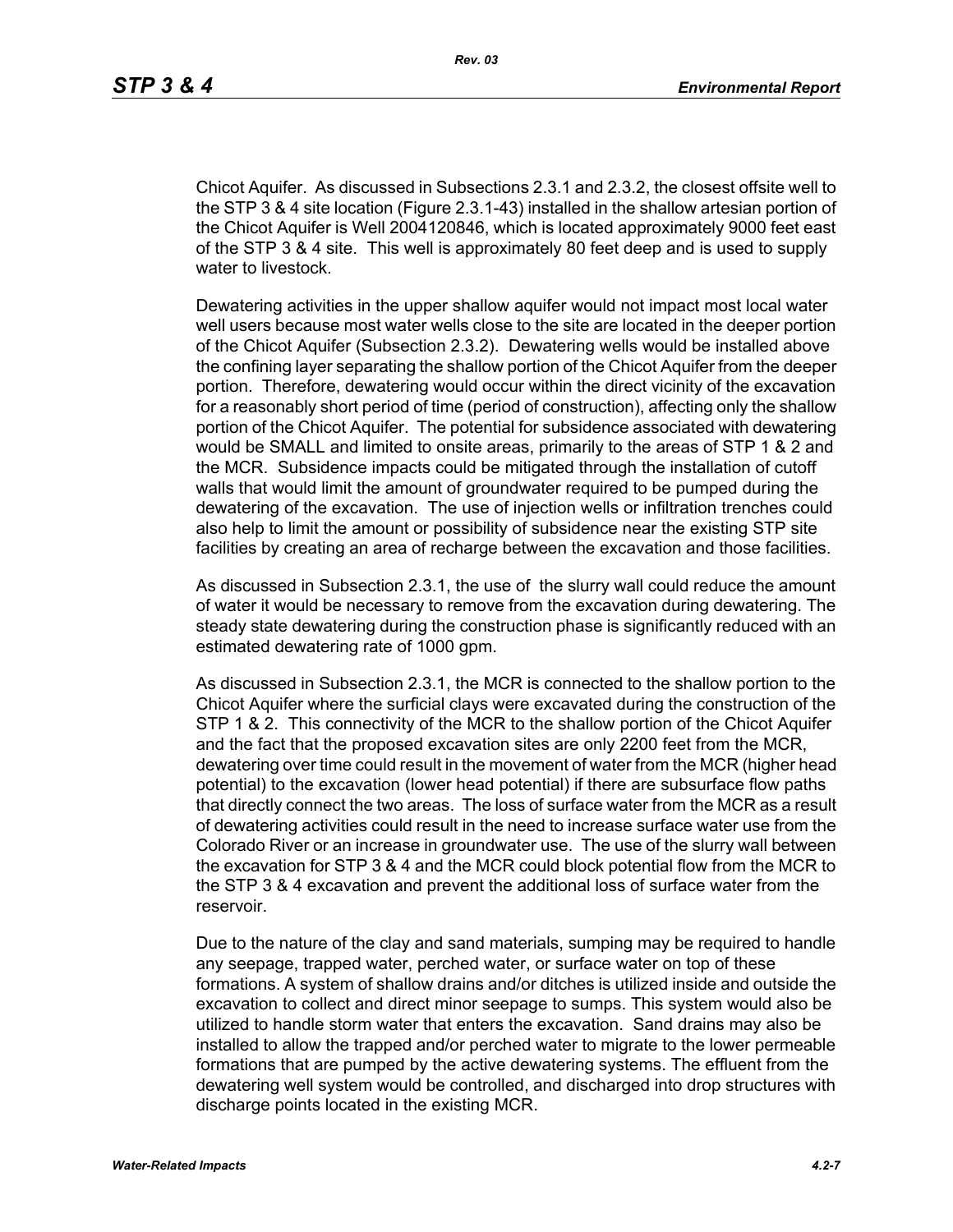Chicot Aquifer. As discussed in Subsections 2.3.1 and 2.3.2, the closest offsite well to the STP 3 & 4 site location (Figure 2.3.1-43) installed in the shallow artesian portion of the Chicot Aquifer is Well 2004120846, which is located approximately 9000 feet east of the STP 3 & 4 site. This well is approximately 80 feet deep and is used to supply water to livestock.

Dewatering activities in the upper shallow aquifer would not impact most local water well users because most water wells close to the site are located in the deeper portion of the Chicot Aquifer (Subsection 2.3.2). Dewatering wells would be installed above the confining layer separating the shallow portion of the Chicot Aquifer from the deeper portion. Therefore, dewatering would occur within the direct vicinity of the excavation for a reasonably short period of time (period of construction), affecting only the shallow portion of the Chicot Aquifer. The potential for subsidence associated with dewatering would be SMALL and limited to onsite areas, primarily to the areas of STP 1 & 2 and the MCR. Subsidence impacts could be mitigated through the installation of cutoff walls that would limit the amount of groundwater required to be pumped during the dewatering of the excavation. The use of injection wells or infiltration trenches could also help to limit the amount or possibility of subsidence near the existing STP site facilities by creating an area of recharge between the excavation and those facilities.

As discussed in Subsection 2.3.1, the use of the slurry wall could reduce the amount of water it would be necessary to remove from the excavation during dewatering. The steady state dewatering during the construction phase is significantly reduced with an estimated dewatering rate of 1000 gpm.

As discussed in Subsection 2.3.1, the MCR is connected to the shallow portion to the Chicot Aquifer where the surficial clays were excavated during the construction of the STP 1 & 2. This connectivity of the MCR to the shallow portion of the Chicot Aquifer and the fact that the proposed excavation sites are only 2200 feet from the MCR, dewatering over time could result in the movement of water from the MCR (higher head potential) to the excavation (lower head potential) if there are subsurface flow paths that directly connect the two areas. The loss of surface water from the MCR as a result of dewatering activities could result in the need to increase surface water use from the Colorado River or an increase in groundwater use. The use of the slurry wall between the excavation for STP 3 & 4 and the MCR could block potential flow from the MCR to the STP 3 & 4 excavation and prevent the additional loss of surface water from the reservoir.

Due to the nature of the clay and sand materials, sumping may be required to handle any seepage, trapped water, perched water, or surface water on top of these formations. A system of shallow drains and/or ditches is utilized inside and outside the excavation to collect and direct minor seepage to sumps. This system would also be utilized to handle storm water that enters the excavation. Sand drains may also be installed to allow the trapped and/or perched water to migrate to the lower permeable formations that are pumped by the active dewatering systems. The effluent from the dewatering well system would be controlled, and discharged into drop structures with discharge points located in the existing MCR.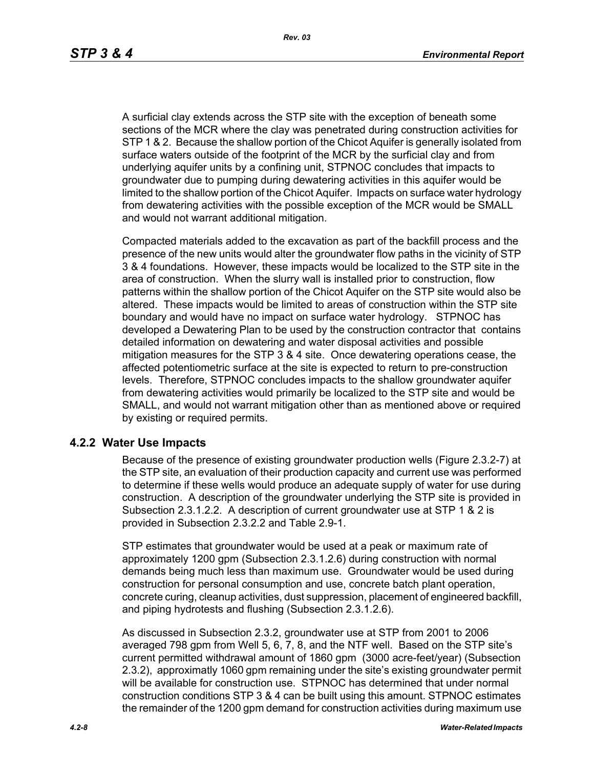A surficial clay extends across the STP site with the exception of beneath some sections of the MCR where the clay was penetrated during construction activities for STP 1 & 2. Because the shallow portion of the Chicot Aquifer is generally isolated from surface waters outside of the footprint of the MCR by the surficial clay and from underlying aquifer units by a confining unit, STPNOC concludes that impacts to groundwater due to pumping during dewatering activities in this aquifer would be limited to the shallow portion of the Chicot Aquifer. Impacts on surface water hydrology from dewatering activities with the possible exception of the MCR would be SMALL and would not warrant additional mitigation.

Compacted materials added to the excavation as part of the backfill process and the presence of the new units would alter the groundwater flow paths in the vicinity of STP 3 & 4 foundations. However, these impacts would be localized to the STP site in the area of construction. When the slurry wall is installed prior to construction, flow patterns within the shallow portion of the Chicot Aquifer on the STP site would also be altered. These impacts would be limited to areas of construction within the STP site boundary and would have no impact on surface water hydrology. STPNOC has developed a Dewatering Plan to be used by the construction contractor that contains detailed information on dewatering and water disposal activities and possible mitigation measures for the STP 3 & 4 site. Once dewatering operations cease, the affected potentiometric surface at the site is expected to return to pre-construction levels. Therefore, STPNOC concludes impacts to the shallow groundwater aquifer from dewatering activities would primarily be localized to the STP site and would be SMALL, and would not warrant mitigation other than as mentioned above or required by existing or required permits.

### 4.2.2 Water Use Impacts

Because of the presence of existing groundwater production wells (Figure 2.3.2-7) at the STP site, an evaluation of their production capacity and current use was performed to determine if these wells would produce an adequate supply of water for use during construction. A description of the groundwater underlying the STP site is provided in Subsection 2.3.1.2.2. A description of current groundwater use at STP 1 & 2 is provided in Subsection 2.3.2.2 and Table 2.9-1.

STP estimates that groundwater would be used at a peak or maximum rate of approximately 1200 gpm (Subsection 2.3.1.2.6) during construction with normal demands being much less than maximum use. Groundwater would be used during construction for personal consumption and use, concrete batch plant operation, concrete curing, cleanup activities, dust suppression, placement of engineered backfill, and piping hydrotests and flushing (Subsection 2.3.1.2.6).

As discussed in Subsection 2.3.2, groundwater use at STP from 2001 to 2006 averaged 798 gpm from Well 5, 6, 7, 8, and the NTF well. Based on the STP site's current permitted withdrawal amount of 1860 gpm (3000 acre-feet/year) (Subsection 2.3.2), approximatly 1060 gpm remaining under the site's existing groundwater permit will be available for construction use. STPNOC has determined that under normal construction conditions STP 3 & 4 can be built using this amount. STPNOC estimates the remainder of the 1200 gpm demand for construction activities during maximum use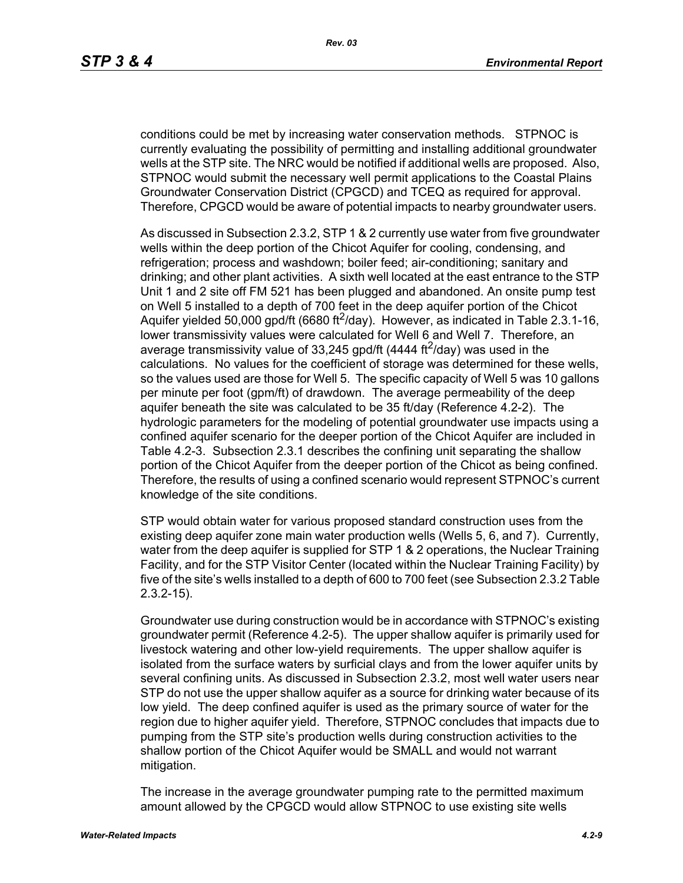conditions could be met by increasing water conservation methods. STPNOC is currently evaluating the possibility of permitting and installing additional groundwater wells at the STP site. The NRC would be notified if additional wells are proposed. Also, STPNOC would submit the necessary well permit applications to the Coastal Plains Groundwater Conservation District (CPGCD) and TCEQ as required for approval. Therefore, CPGCD would be aware of potential impacts to nearby groundwater users.

As discussed in Subsection 2.3.2, STP 1 & 2 currently use water from five groundwater wells within the deep portion of the Chicot Aquifer for cooling, condensing, and refrigeration; process and washdown; boiler feed; air-conditioning; sanitary and drinking; and other plant activities. A sixth well located at the east entrance to the STP Unit 1 and 2 site off FM 521 has been plugged and abandoned. An onsite pump test on Well 5 installed to a depth of 700 feet in the deep aquifer portion of the Chicot Aquifer yielded 50,000 gpd/ft (6680 $ft^2$/day). However, as indicated in Table 2.3.1-16, lower transmissivity values were calculated for Well 6 and Well 7. Therefore, an average transmissivity value of 33,245 gpd/ft (4444 $ft^2$/day) was used in the calculations. No values for the coefficient of storage was determined for these wells, so the values used are those for Well 5. The specific capacity of Well 5 was 10 gallons per minute per foot (gpm/ft) of drawdown. The average permeability of the deep aquifer beneath the site was calculated to be 35 ft/day (Reference 4.2-2). The hydrologic parameters for the modeling of potential groundwater use impacts using a confined aquifer scenario for the deeper portion of the Chicot Aquifer are included in Table 4.2-3. Subsection 2.3.1 describes the confining unit separating the shallow portion of the Chicot Aquifer from the deeper portion of the Chicot as being confined. Therefore, the results of using a confined scenario would represent STPNOC's current knowledge of the site conditions.

STP would obtain water for various proposed standard construction uses from the existing deep aquifer zone main water production wells (Wells 5, 6, and 7). Currently, water from the deep aquifer is supplied for STP 1 & 2 operations, the Nuclear Training Facility, and for the STP Visitor Center (located within the Nuclear Training Facility) by five of the site's wells installed to a depth of 600 to 700 feet (see Subsection 2.3.2 Table 2.3.2-15).

Groundwater use during construction would be in accordance with STPNOC's existing groundwater permit (Reference 4.2-5). The upper shallow aquifer is primarily used for livestock watering and other low-yield requirements. The upper shallow aquifer is isolated from the surface waters by surficial clays and from the lower aquifer units by several confining units. As discussed in Subsection 2.3.2, most well water users near STP do not use the upper shallow aquifer as a source for drinking water because of its low yield. The deep confined aquifer is used as the primary source of water for the region due to higher aquifer yield. Therefore, STPNOC concludes that impacts due to pumping from the STP site's production wells during construction activities to the shallow portion of the Chicot Aquifer would be SMALL and would not warrant mitigation.

The increase in the average groundwater pumping rate to the permitted maximum amount allowed by the CPGCD would allow STPNOC to use existing site wells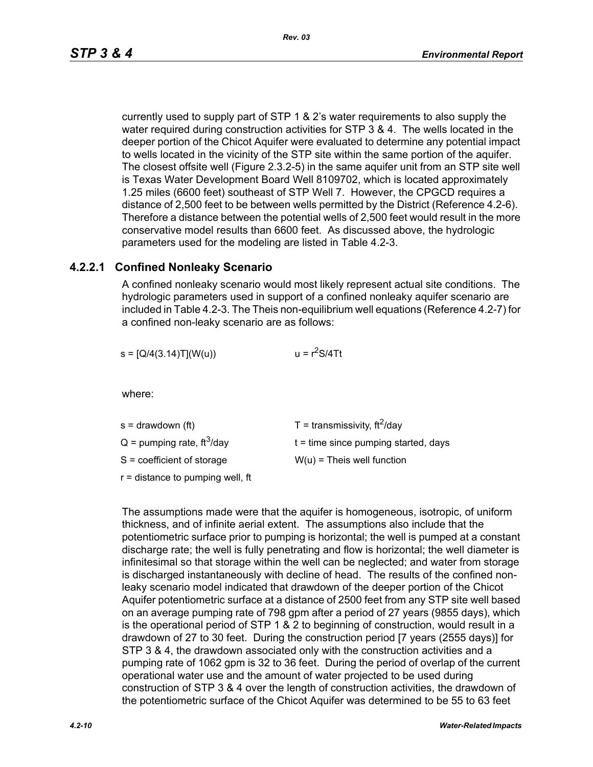currently used to supply part of STP 1 & 2's water requirements to also supply the water required during construction activities for STP 3 & 4. The wells located in the deeper portion of the Chicot Aquifer were evaluated to determine any potential impact to wells located in the vicinity of the STP site within the same portion of the aquifer. The closest offsite well (Figure 2.3.2-5) in the same aquifer unit from an STP site well is Texas Water Development Board Well 8109702, which is located approximately 1.25 miles (6600 feet) southeast of STP Well 7. However, the CPGCD requires a distance of 2,500 feet to be between wells permitted by the District (Reference 4.2-6). Therefore a distance between the potential wells of 2,500 feet would result in the more conservative model results than 6600 feet. As discussed above, the hydrologic parameters used for the modeling are listed in Table 4.2-3.

### 4.2.2.1 Confined Nonleaky Scenario

A confined nonleaky scenario would most likely represent actual site conditions. The hydrologic parameters used in support of a confined nonleaky aquifer scenario are included in Table 4.2-3. The Theis non-equilibrium well equations (Reference 4.2-7) for a confined non-leaky scenario are as follows:

$$s = [Q/4(3.14)T](W(u)) \qquad u = r^2S/4Tt$$

where:

s = drawdown (ft)

T = transmissivity, $ft^2$/day

Q = pumping rate, $ft^3$/day

t = time since pumping started, days

S = coefficient of storage

W(u) = Theis well function

r = distance to pumping well, ft

The assumptions made were that the aquifer is homogeneous, isotropic, of uniform thickness, and of infinite aerial extent. The assumptions also include that the potentiometric surface prior to pumping is horizontal; the well is pumped at a constant discharge rate; the well is fully penetrating and flow is horizontal; the well diameter is infinitesimal so that storage within the well can be neglected; and water from storage is discharged instantaneously with decline of head. The results of the confined non-leaky scenario model indicated that drawdown of the deeper portion of the Chicot Aquifer potentiometric surface at a distance of 2500 feet from any STP site well based on an average pumping rate of 798 gpm after a period of 27 years (9855 days), which is the operational period of STP 1 & 2 to beginning of construction, would result in a drawdown of 27 to 30 feet. During the construction period [7 years (2555 days)] for STP 3 & 4, the drawdown associated only with the construction activities and a pumping rate of 1062 gpm is 32 to 36 feet. During the period of overlap of the current operational water use and the amount of water projected to be used during construction of STP 3 & 4 over the length of construction activities, the drawdown of the potentiometric surface of the Chicot Aquifer was determined to be 55 to 63 feet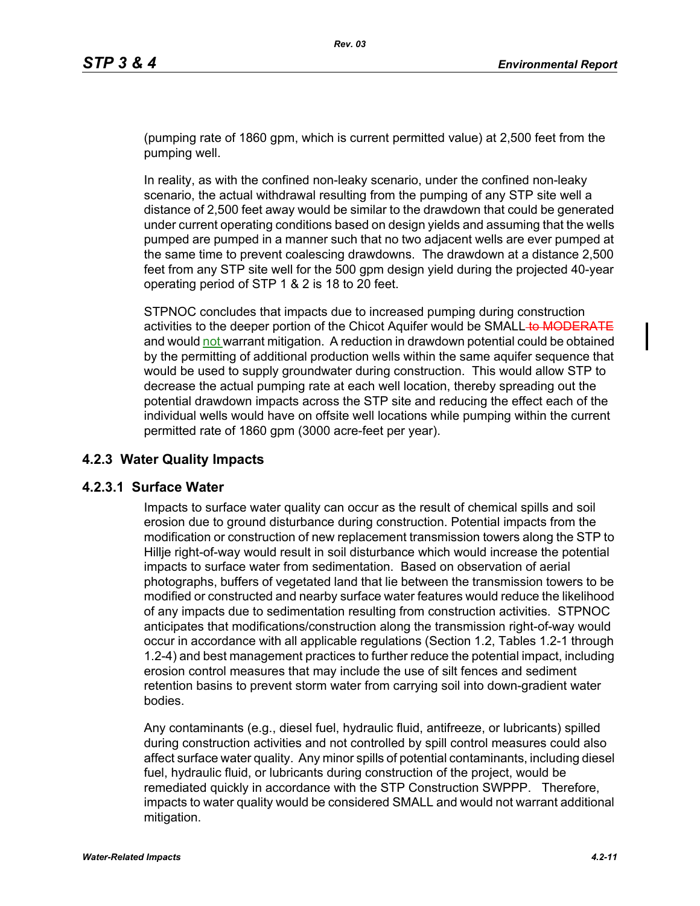(pumping rate of 1860 gpm, which is current permitted value) at 2,500 feet from the pumping well.

In reality, as with the confined non-leaky scenario, under the confined non-leaky scenario, the actual withdrawal resulting from the pumping of any STP site well a distance of 2,500 feet away would be similar to the drawdown that could be generated under current operating conditions based on design yields and assuming that the wells pumped are pumped in a manner such that no two adjacent wells are ever pumped at the same time to prevent coalescing drawdowns. The drawdown at a distance 2,500 feet from any STP site well for the 500 gpm design yield during the projected 40-year operating period of STP 1 & 2 is 18 to 20 feet.

STPNOC concludes that impacts due to increased pumping during construction activities to the deeper portion of the Chicot Aquifer would be SMALL ~~to MODERATE~~ and would not warrant mitigation. A reduction in drawdown potential could be obtained by the permitting of additional production wells within the same aquifer sequence that would be used to supply groundwater during construction. This would allow STP to decrease the actual pumping rate at each well location, thereby spreading out the potential drawdown impacts across the STP site and reducing the effect each of the individual wells would have on offsite well locations while pumping within the current permitted rate of 1860 gpm (3000 acre-feet per year).

### 4.2.3 Water Quality Impacts

#### 4.2.3.1 Surface Water

Impacts to surface water quality can occur as the result of chemical spills and soil erosion due to ground disturbance during construction. Potential impacts from the modification or construction of new replacement transmission towers along the STP to Hillje right-of-way would result in soil disturbance which would increase the potential impacts to surface water from sedimentation. Based on observation of aerial photographs, buffers of vegetated land that lie between the transmission towers to be modified or constructed and nearby surface water features would reduce the likelihood of any impacts due to sedimentation resulting from construction activities. STPNOC anticipates that modifications/construction along the transmission right-of-way would occur in accordance with all applicable regulations (Section 1.2, Tables 1.2-1 through 1.2-4) and best management practices to further reduce the potential impact, including erosion control measures that may include the use of silt fences and sediment retention basins to prevent storm water from carrying soil into down-gradient water bodies.

Any contaminants (e.g., diesel fuel, hydraulic fluid, antifreeze, or lubricants) spilled during construction activities and not controlled by spill control measures could also affect surface water quality. Any minor spills of potential contaminants, including diesel fuel, hydraulic fluid, or lubricants during construction of the project, would be remediated quickly in accordance with the STP Construction SWPPP. Therefore, impacts to water quality would be considered SMALL and would not warrant additional mitigation.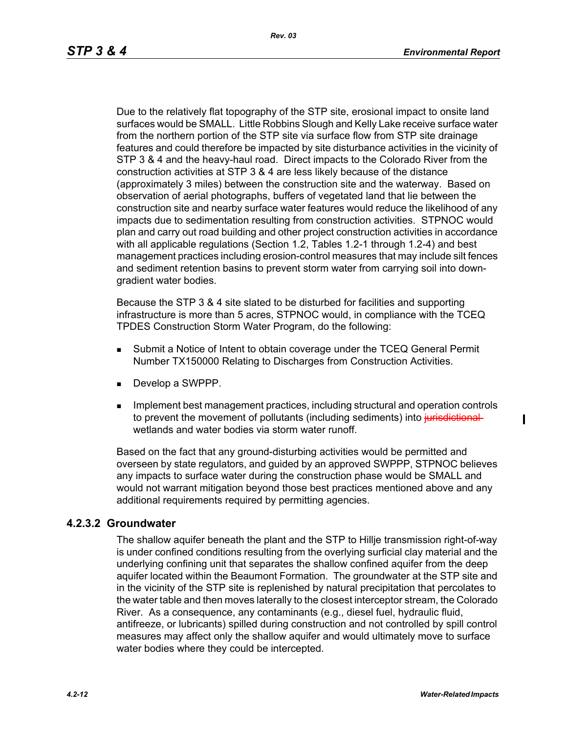Due to the relatively flat topography of the STP site, erosional impact to onsite land surfaces would be SMALL. Little Robbins Slough and Kelly Lake receive surface water from the northern portion of the STP site via surface flow from STP site drainage features and could therefore be impacted by site disturbance activities in the vicinity of STP 3 & 4 and the heavy-haul road. Direct impacts to the Colorado River from the construction activities at STP 3 & 4 are less likely because of the distance (approximately 3 miles) between the construction site and the waterway. Based on observation of aerial photographs, buffers of vegetated land that lie between the construction site and nearby surface water features would reduce the likelihood of any impacts due to sedimentation resulting from construction activities. STPNOC would plan and carry out road building and other project construction activities in accordance with all applicable regulations (Section 1.2, Tables 1.2-1 through 1.2-4) and best management practices including erosion-control measures that may include silt fences and sediment retention basins to prevent storm water from carrying soil into down-gradient water bodies.

Because the STP 3 & 4 site slated to be disturbed for facilities and supporting infrastructure is more than 5 acres, STPNOC would, in compliance with the TCEQ TPDES Construction Storm Water Program, do the following:

- Submit a Notice of Intent to obtain coverage under the TCEQ General Permit Number TX150000 Relating to Discharges from Construction Activities.
- Develop a SWPPP.
- Implement best management practices, including structural and operation controls to prevent the movement of pollutants (including sediments) into ~~jurisdictional~~ wetlands and water bodies via storm water runoff.

Based on the fact that any ground-disturbing activities would be permitted and overseen by state regulators, and guided by an approved SWPPP, STPNOC believes any impacts to surface water during the construction phase would be SMALL and would not warrant mitigation beyond those best practices mentioned above and any additional requirements required by permitting agencies.

### 4.2.3.2 Groundwater

The shallow aquifer beneath the plant and the STP to Hillje transmission right-of-way is under confined conditions resulting from the overlying surficial clay material and the underlying confining unit that separates the shallow confined aquifer from the deep aquifer located within the Beaumont Formation. The groundwater at the STP site and in the vicinity of the STP site is replenished by natural precipitation that percolates to the water table and then moves laterally to the closest interceptor stream, the Colorado River. As a consequence, any contaminants (e.g., diesel fuel, hydraulic fluid, antifreeze, or lubricants) spilled during construction and not controlled by spill control measures may affect only the shallow aquifer and would ultimately move to surface water bodies where they could be intercepted.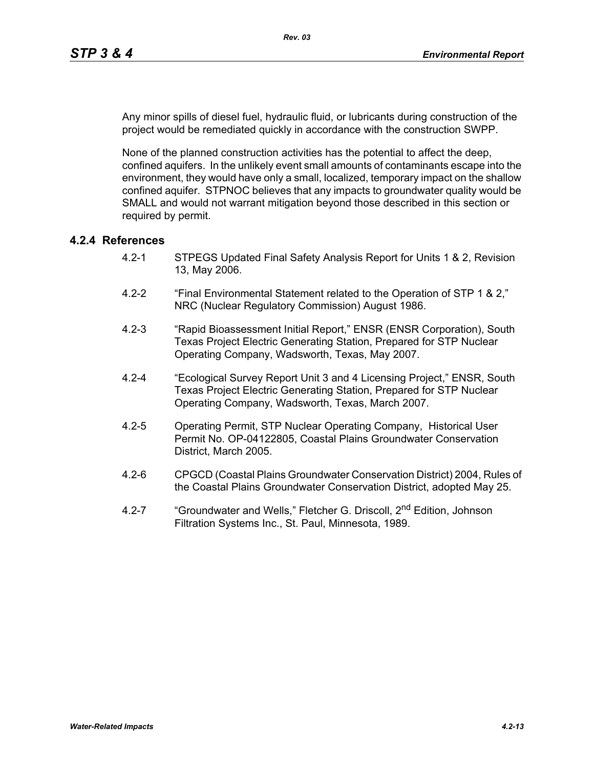Any minor spills of diesel fuel, hydraulic fluid, or lubricants during construction of the project would be remediated quickly in accordance with the construction SWPP.

None of the planned construction activities has the potential to affect the deep, confined aquifers. In the unlikely event small amounts of contaminants escape into the environment, they would have only a small, localized, temporary impact on the shallow confined aquifer. STPNOC believes that any impacts to groundwater quality would be SMALL and would not warrant mitigation beyond those described in this section or required by permit.

### 4.2.4 References

4.2-1 STPEGS Updated Final Safety Analysis Report for Units 1 & 2, Revision 13, May 2006.

4.2-2 "Final Environmental Statement related to the Operation of STP 1 & 2," NRC (Nuclear Regulatory Commission) August 1986.

4.2-3 "Rapid Bioassessment Initial Report," ENSR (ENSR Corporation), South Texas Project Electric Generating Station, Prepared for STP Nuclear Operating Company, Wadsworth, Texas, May 2007.

4.2-4 "Ecological Survey Report Unit 3 and 4 Licensing Project," ENSR, South Texas Project Electric Generating Station, Prepared for STP Nuclear Operating Company, Wadsworth, Texas, March 2007.

4.2-5 Operating Permit, STP Nuclear Operating Company, Historical User Permit No. OP-04122805, Coastal Plains Groundwater Conservation District, March 2005.

4.2-6 CPGCD (Coastal Plains Groundwater Conservation District) 2004, Rules of the Coastal Plains Groundwater Conservation District, adopted May 25.

4.2-7 "Groundwater and Wells," Fletcher G. Driscoll, 2nd Edition, Johnson Filtration Systems Inc., St. Paul, Minnesota, 1989.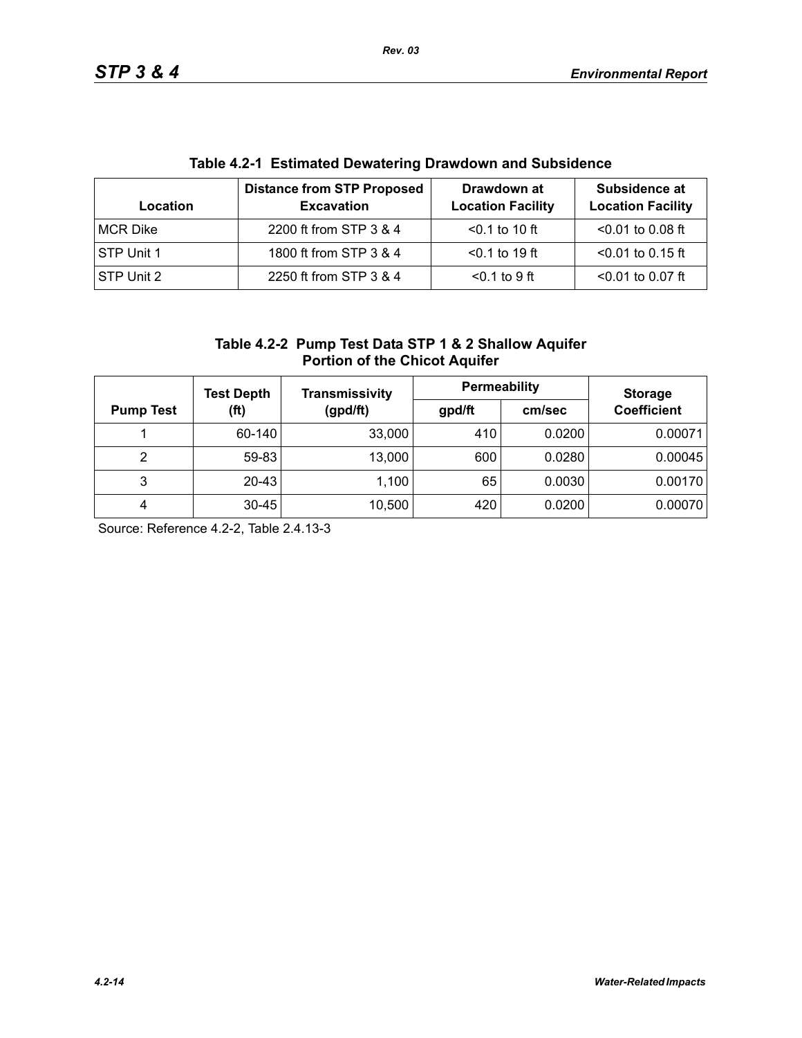**Table 4.2-1 Estimated Dewatering Drawdown and Subsidence**

| Location | Distance from STP Proposed Excavation | Drawdown at Location Facility | Subsidence at Location Facility |
|---|---|---|---|
| MCR Dike | 2200 ft from STP 3 & 4 | <0.1 to 10 ft | <0.01 to 0.08 ft |
| STP Unit 1 | 1800 ft from STP 3 & 4 | <0.1 to 19 ft | <0.01 to 0.15 ft |
| STP Unit 2 | 2250 ft from STP 3 & 4 | <0.1 to 9 ft | <0.01 to 0.07 ft |

**Table 4.2-2 Pump Test Data STP 1 & 2 Shallow Aquifer Portion of the Chicot Aquifer**

| Pump Test | Test Depth (ft) | Transmissivity (gpd/ft) | Permeability | | Storage Coefficient |
|---|---|---|---|---|---|
| | | | gpd/ft | cm/sec | |
| 1 | 60-140 | 33,000 | 410 | 0.0200 | 0.00071 |
| 2 | 59-83 | 13,000 | 600 | 0.0280 | 0.00045 |
| 3 | 20-43 | 1,100 | 65 | 0.0030 | 0.00170 |
| 4 | 30-45 | 10,500 | 420 | 0.0200 | 0.00070 |

Source: Reference 4.2-2, Table 2.4.13-3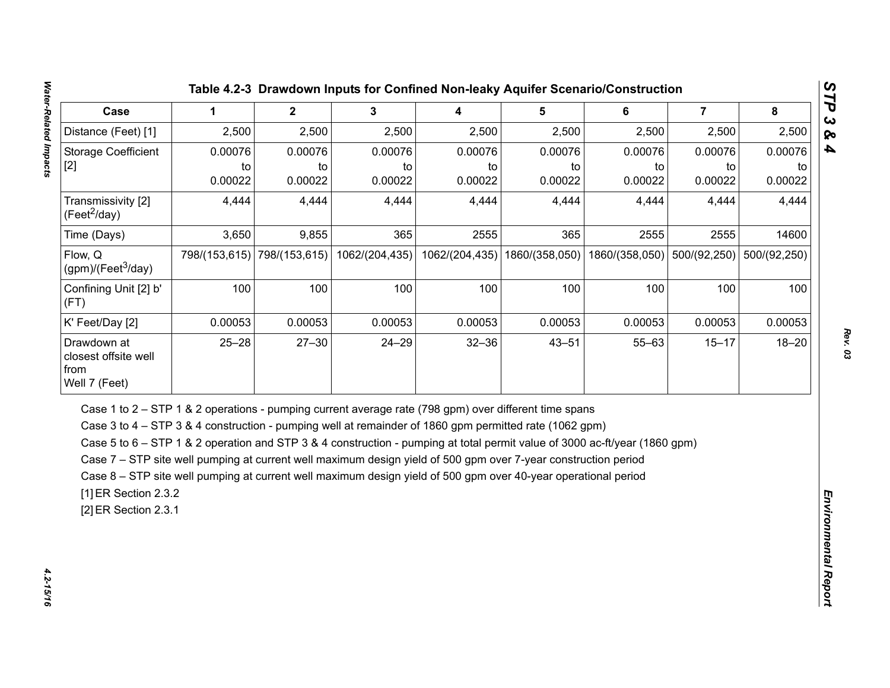## Table 4.2-3 Drawdown Inputs for Confined Non-leaky Aquifer Scenario/Construction

| Case | 1 | 2 | 3 | 4 | 5 | 6 | 7 | 8 |
|---|---|---|---|---|---|---|---|---|
| Distance (Feet) [1] | 2,500 | 2,500 | 2,500 | 2,500 | 2,500 | 2,500 | 2,500 | 2,500 |
| Storage Coefficient [2] | 0.00076 to 0.00022 | 0.00076 to 0.00022 | 0.00076 to 0.00022 | 0.00076 to 0.00022 | 0.00076 to 0.00022 | 0.00076 to 0.00022 | 0.00076 to 0.00022 | 0.00076 to 0.00022 |
| Transmissivity [2] (Feet$^2$/day) | 4,444 | 4,444 | 4,444 | 4,444 | 4,444 | 4,444 | 4,444 | 4,444 |
| Time (Days) | 3,650 | 9,855 | 365 | 2555 | 365 | 2555 | 2555 | 14600 |
| Flow, Q (gpm)/(Feet$^3$/day) | 798/(153,615) | 798/(153,615) | 1062/(204,435) | 1062/(204,435) | 1860/(358,050) | 1860/(358,050) | 500/(92,250) | 500/(92,250) |
| Confining Unit [2] b' (FT) | 100 | 100 | 100 | 100 | 100 | 100 | 100 | 100 |
| K' Feet/Day [2] | 0.00053 | 0.00053 | 0.00053 | 0.00053 | 0.00053 | 0.00053 | 0.00053 | 0.00053 |
| Drawdown at closest offsite well from Well 7 (Feet) | 25–28 | 27–30 | 24–29 | 32–36 | 43–51 | 55–63 | 15–17 | 18–20 |

Case 1 to 2 – STP 1 & 2 operations - pumping current average rate (798 gpm) over different time spans

Case 3 to 4 – STP 3 & 4 construction - pumping well at remainder of 1860 gpm permitted rate (1062 gpm)

Case 5 to 6 – STP 1 & 2 operation and STP 3 & 4 construction - pumping at total permit value of 3000 ac-ft/year (1860 gpm)

Case 7 – STP site well pumping at current well maximum design yield of 500 gpm over 7-year construction period

Case 8 – STP site well pumping at current well maximum design yield of 500 gpm over 40-year operational period

[1] ER Section 2.3.2

[2] ER Section 2.3.1